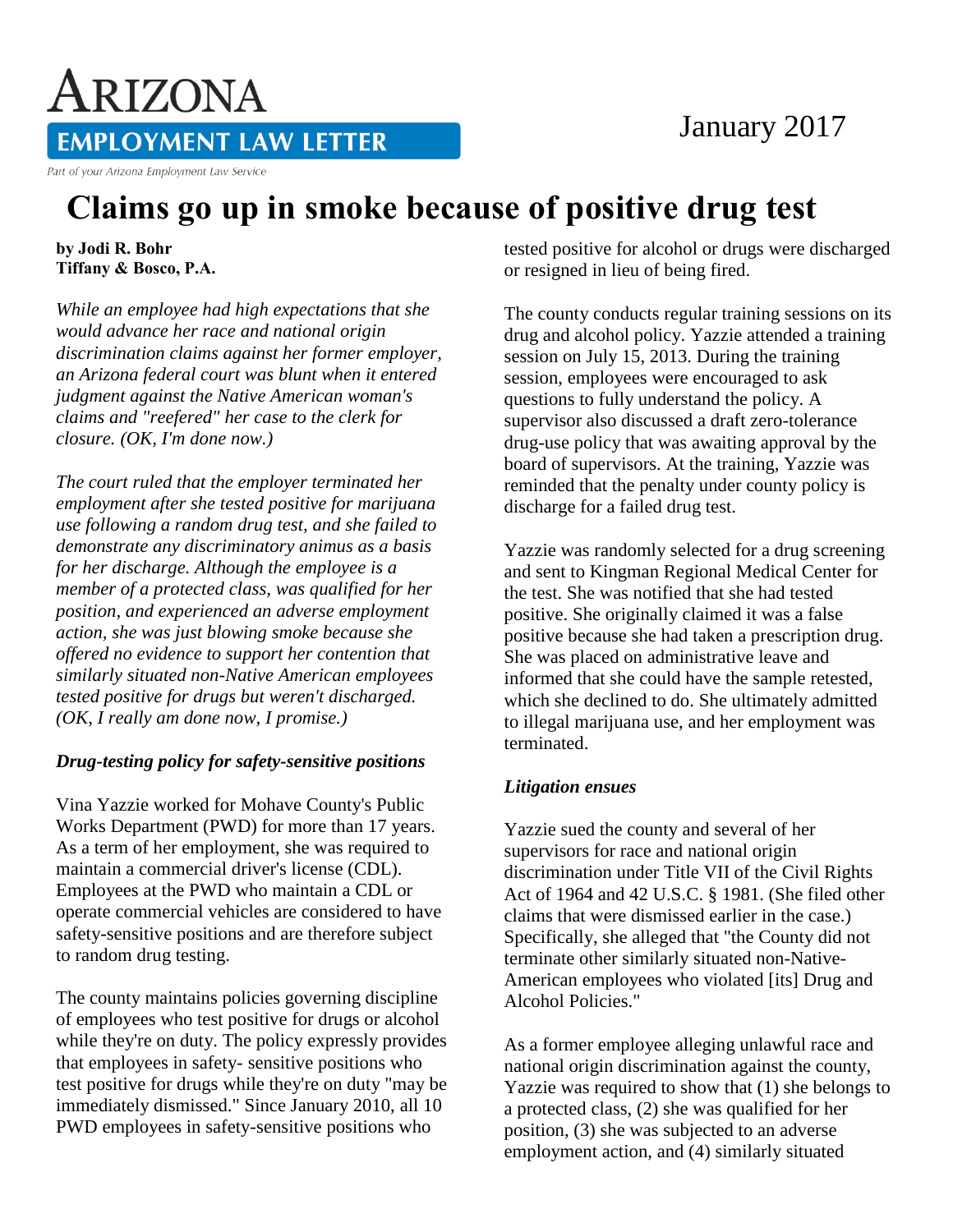# Arizona Employment Law Letter

Part of your Arizona Employment Law Service

January 2017

## Claims go up in smoke because of positive drug test

**by Jodi R. Bohr**
**Tiffany & Bosco, P.A.**

*While an employee had high expectations that she would advance her race and national origin discrimination claims against her former employer, an Arizona federal court was blunt when it entered judgment against the Native American woman's claims and "reefered" her case to the clerk for closure. (OK, I'm done now.)*

*The court ruled that the employer terminated her employment after she tested positive for marijuana use following a random drug test, and she failed to demonstrate any discriminatory animus as a basis for her discharge. Although the employee is a member of a protected class, was qualified for her position, and experienced an adverse employment action, she was just blowing smoke because she offered no evidence to support her contention that similarly situated non-Native American employees tested positive for drugs but weren't discharged. (OK, I really am done now, I promise.)*

### *Drug-testing policy for safety-sensitive positions*

Vina Yazzie worked for Mohave County's Public Works Department (PWD) for more than 17 years. As a term of her employment, she was required to maintain a commercial driver's license (CDL). Employees at the PWD who maintain a CDL or operate commercial vehicles are considered to have safety-sensitive positions and are therefore subject to random drug testing.

The county maintains policies governing discipline of employees who test positive for drugs or alcohol while they're on duty. The policy expressly provides that employees in safety- sensitive positions who test positive for drugs while they're on duty "may be immediately dismissed." Since January 2010, all 10 PWD employees in safety-sensitive positions who tested positive for alcohol or drugs were discharged or resigned in lieu of being fired.

The county conducts regular training sessions on its drug and alcohol policy. Yazzie attended a training session on July 15, 2013. During the training session, employees were encouraged to ask questions to fully understand the policy. A supervisor also discussed a draft zero-tolerance drug-use policy that was awaiting approval by the board of supervisors. At the training, Yazzie was reminded that the penalty under county policy is discharge for a failed drug test.

Yazzie was randomly selected for a drug screening and sent to Kingman Regional Medical Center for the test. She was notified that she had tested positive. She originally claimed it was a false positive because she had taken a prescription drug. She was placed on administrative leave and informed that she could have the sample retested, which she declined to do. She ultimately admitted to illegal marijuana use, and her employment was terminated.

### *Litigation ensues*

Yazzie sued the county and several of her supervisors for race and national origin discrimination under Title VII of the Civil Rights Act of 1964 and 42 U.S.C. § 1981. (She filed other claims that were dismissed earlier in the case.) Specifically, she alleged that "the County did not terminate other similarly situated non-Native-American employees who violated [its] Drug and Alcohol Policies."

As a former employee alleging unlawful race and national origin discrimination against the county, Yazzie was required to show that (1) she belongs to a protected class, (2) she was qualified for her position, (3) she was subjected to an adverse employment action, and (4) similarly situated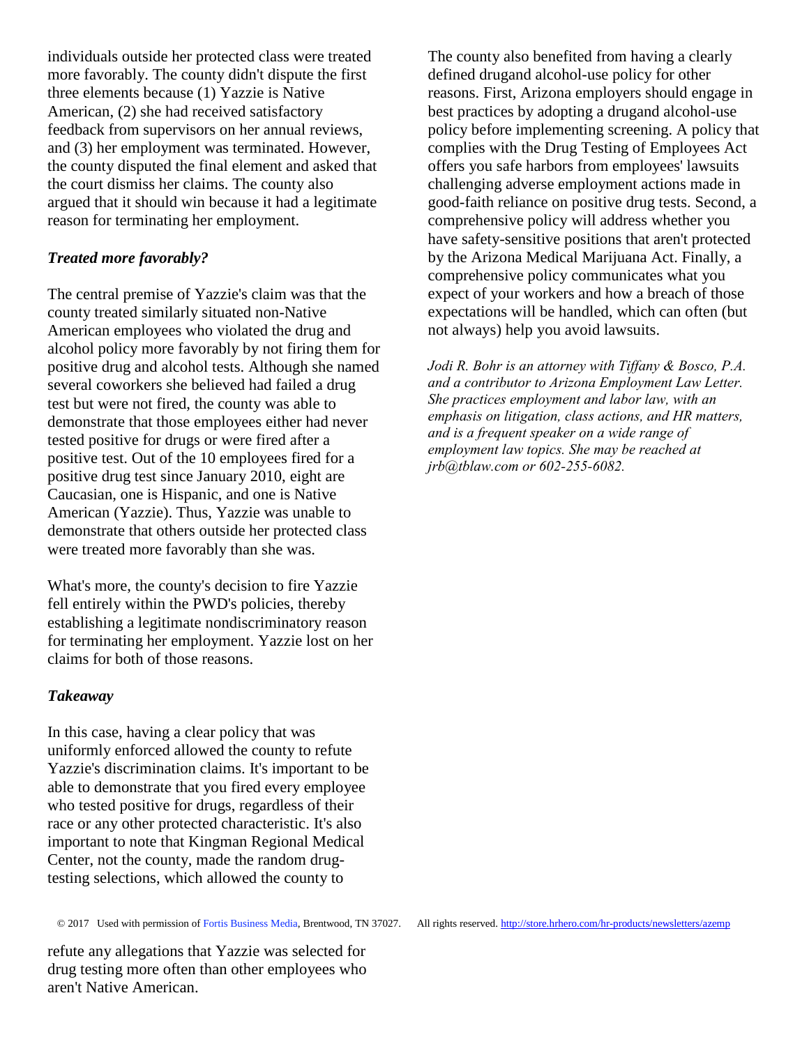individuals outside her protected class were treated more favorably. The county didn't dispute the first three elements because (1) Yazzie is Native American, (2) she had received satisfactory feedback from supervisors on her annual reviews, and (3) her employment was terminated. However, the county disputed the final element and asked that the court dismiss her claims. The county also argued that it should win because it had a legitimate reason for terminating her employment.

### *Treated more favorably?*

The central premise of Yazzie's claim was that the county treated similarly situated non-Native American employees who violated the drug and alcohol policy more favorably by not firing them for positive drug and alcohol tests. Although she named several coworkers she believed had failed a drug test but were not fired, the county was able to demonstrate that those employees either had never tested positive for drugs or were fired after a positive test. Out of the 10 employees fired for a positive drug test since January 2010, eight are Caucasian, one is Hispanic, and one is Native American (Yazzie). Thus, Yazzie was unable to demonstrate that others outside her protected class were treated more favorably than she was.

What's more, the county's decision to fire Yazzie fell entirely within the PWD's policies, thereby establishing a legitimate nondiscriminatory reason for terminating her employment. Yazzie lost on her claims for both of those reasons.

### *Takeaway*

In this case, having a clear policy that was uniformly enforced allowed the county to refute Yazzie's discrimination claims. It's important to be able to demonstrate that you fired every employee who tested positive for drugs, regardless of their race or any other protected characteristic. It's also important to note that Kingman Regional Medical Center, not the county, made the random drug-testing selections, which allowed the county to refute any allegations that Yazzie was selected for drug testing more often than other employees who aren't Native American.

The county also benefited from having a clearly defined drugand alcohol-use policy for other reasons. First, Arizona employers should engage in best practices by adopting a drugand alcohol-use policy before implementing screening. A policy that complies with the Drug Testing of Employees Act offers you safe harbors from employees' lawsuits challenging adverse employment actions made in good-faith reliance on positive drug tests. Second, a comprehensive policy will address whether you have safety-sensitive positions that aren't protected by the Arizona Medical Marijuana Act. Finally, a comprehensive policy communicates what you expect of your workers and how a breach of those expectations will be handled, which can often (but not always) help you avoid lawsuits.

*Jodi R. Bohr is an attorney with Tiffany & Bosco, P.A. and a contributor to Arizona Employment Law Letter. She practices employment and labor law, with an emphasis on litigation, class actions, and HR matters, and is a frequent speaker on a wide range of employment law topics. She may be reached at jrb@tblaw.com or 602-255-6082.*

© 2017 Used with permission of Fortis Business Media, Brentwood, TN 37027. All rights reserved. http://store.hrhero.com/hr-products/newsletters/azemp